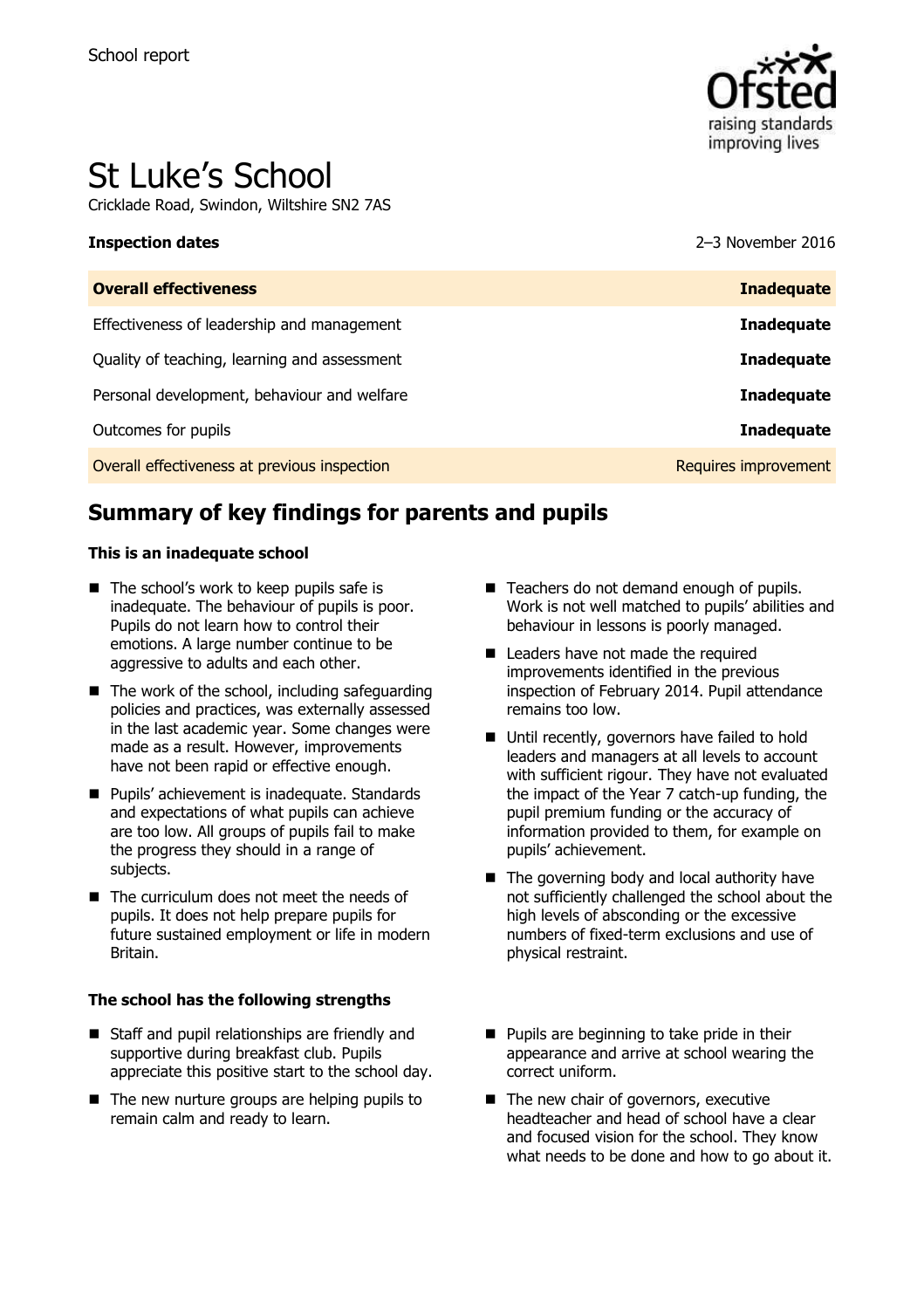School report

# St Luke's School

Cricklade Road, Swindon, Wiltshire SN2 7AS

| **Inspection dates** | 2–3 November 2016 |
| --- | --- |
| **Overall effectiveness** | **Inadequate** |
| Effectiveness of leadership and management | **Inadequate** |
| Quality of teaching, learning and assessment | **Inadequate** |
| Personal development, behaviour and welfare | **Inadequate** |
| Outcomes for pupils | **Inadequate** |
| Overall effectiveness at previous inspection | Requires improvement |

## Summary of key findings for parents and pupils

**This is an inadequate school**

- The school's work to keep pupils safe is inadequate. The behaviour of pupils is poor. Pupils do not learn how to control their emotions. A large number continue to be aggressive to adults and each other.
- The work of the school, including safeguarding policies and practices, was externally assessed in the last academic year. Some changes were made as a result. However, improvements have not been rapid or effective enough.
- Pupils' achievement is inadequate. Standards and expectations of what pupils can achieve are too low. All groups of pupils fail to make the progress they should in a range of subjects.
- The curriculum does not meet the needs of pupils. It does not help prepare pupils for future sustained employment or life in modern Britain.
- Teachers do not demand enough of pupils. Work is not well matched to pupils' abilities and behaviour in lessons is poorly managed.
- Leaders have not made the required improvements identified in the previous inspection of February 2014. Pupil attendance remains too low.
- Until recently, governors have failed to hold leaders and managers at all levels to account with sufficient rigour. They have not evaluated the impact of the Year 7 catch-up funding, the pupil premium funding or the accuracy of information provided to them, for example on pupils' achievement.
- The governing body and local authority have not sufficiently challenged the school about the high levels of absconding or the excessive numbers of fixed-term exclusions and use of physical restraint.

**The school has the following strengths**

- Staff and pupil relationships are friendly and supportive during breakfast club. Pupils appreciate this positive start to the school day.
- The new nurture groups are helping pupils to remain calm and ready to learn.
- Pupils are beginning to take pride in their appearance and arrive at school wearing the correct uniform.
- The new chair of governors, executive headteacher and head of school have a clear and focused vision for the school. They know what needs to be done and how to go about it.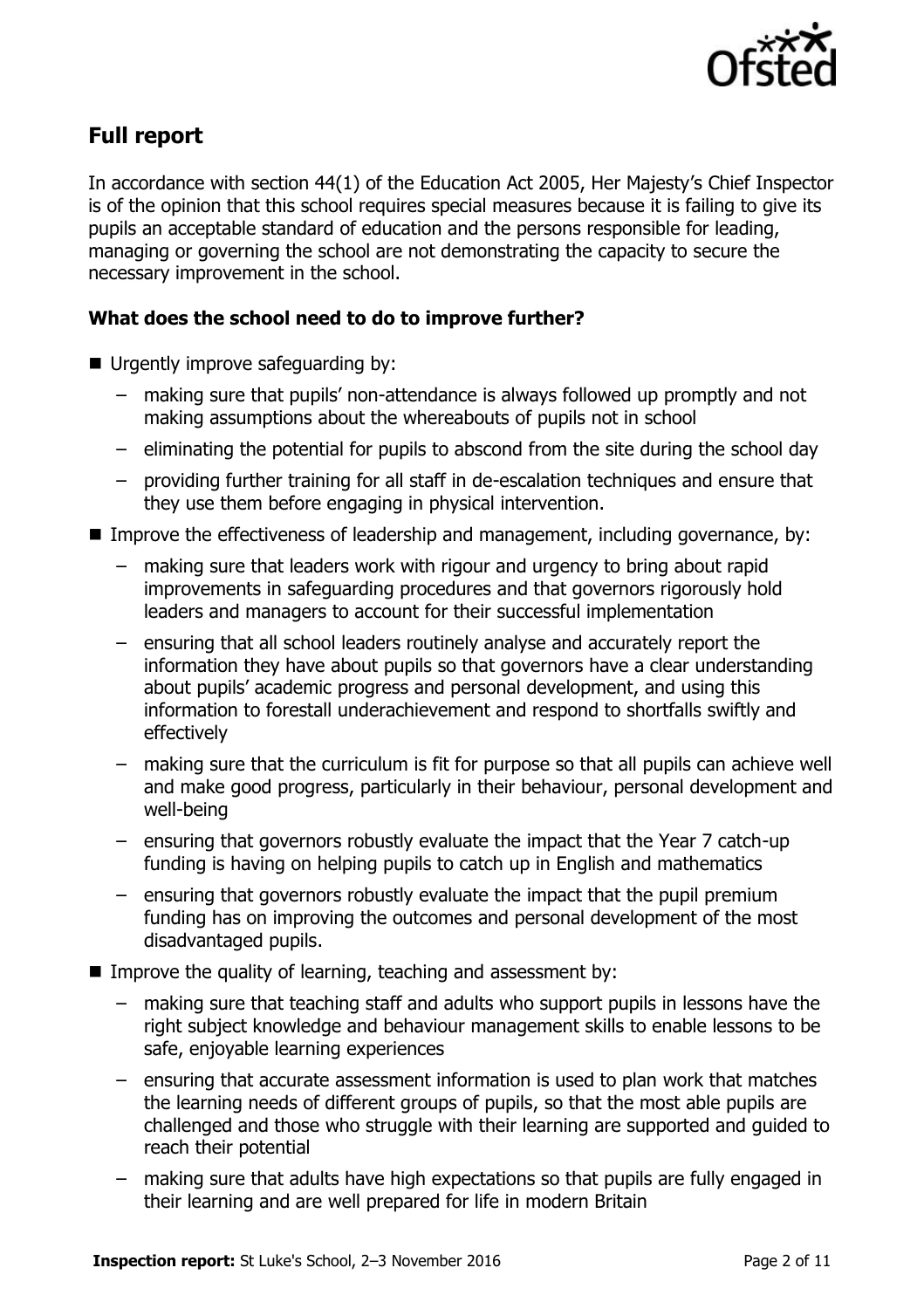## Full report

In accordance with section 44(1) of the Education Act 2005, Her Majesty's Chief Inspector is of the opinion that this school requires special measures because it is failing to give its pupils an acceptable standard of education and the persons responsible for leading, managing or governing the school are not demonstrating the capacity to secure the necessary improvement in the school.

### What does the school need to do to improve further?

- Urgently improve safeguarding by:
  - making sure that pupils' non-attendance is always followed up promptly and not making assumptions about the whereabouts of pupils not in school
  - eliminating the potential for pupils to abscond from the site during the school day
  - providing further training for all staff in de-escalation techniques and ensure that they use them before engaging in physical intervention.
- Improve the effectiveness of leadership and management, including governance, by:
  - making sure that leaders work with rigour and urgency to bring about rapid improvements in safeguarding procedures and that governors rigorously hold leaders and managers to account for their successful implementation
  - ensuring that all school leaders routinely analyse and accurately report the information they have about pupils so that governors have a clear understanding about pupils' academic progress and personal development, and using this information to forestall underachievement and respond to shortfalls swiftly and effectively
  - making sure that the curriculum is fit for purpose so that all pupils can achieve well and make good progress, particularly in their behaviour, personal development and well-being
  - ensuring that governors robustly evaluate the impact that the Year 7 catch-up funding is having on helping pupils to catch up in English and mathematics
  - ensuring that governors robustly evaluate the impact that the pupil premium funding has on improving the outcomes and personal development of the most disadvantaged pupils.
- Improve the quality of learning, teaching and assessment by:
  - making sure that teaching staff and adults who support pupils in lessons have the right subject knowledge and behaviour management skills to enable lessons to be safe, enjoyable learning experiences
  - ensuring that accurate assessment information is used to plan work that matches the learning needs of different groups of pupils, so that the most able pupils are challenged and those who struggle with their learning are supported and guided to reach their potential
  - making sure that adults have high expectations so that pupils are fully engaged in their learning and are well prepared for life in modern Britain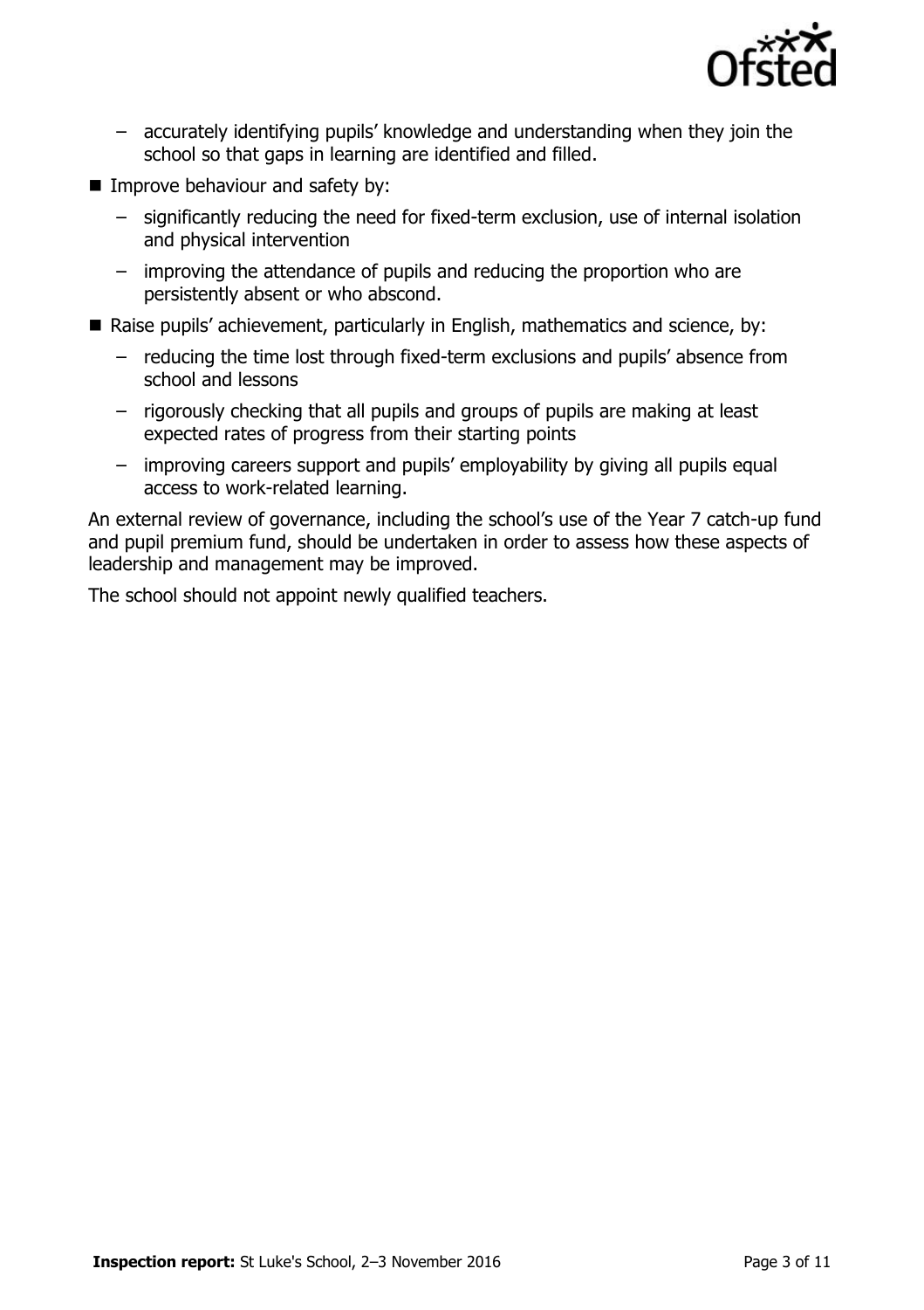- accurately identifying pupils' knowledge and understanding when they join the school so that gaps in learning are identified and filled.
- Improve behaviour and safety by:
  - significantly reducing the need for fixed-term exclusion, use of internal isolation and physical intervention
  - improving the attendance of pupils and reducing the proportion who are persistently absent or who abscond.
- Raise pupils' achievement, particularly in English, mathematics and science, by:
  - reducing the time lost through fixed-term exclusions and pupils' absence from school and lessons
  - rigorously checking that all pupils and groups of pupils are making at least expected rates of progress from their starting points
  - improving careers support and pupils' employability by giving all pupils equal access to work-related learning.

An external review of governance, including the school's use of the Year 7 catch-up fund and pupil premium fund, should be undertaken in order to assess how these aspects of leadership and management may be improved.

The school should not appoint newly qualified teachers.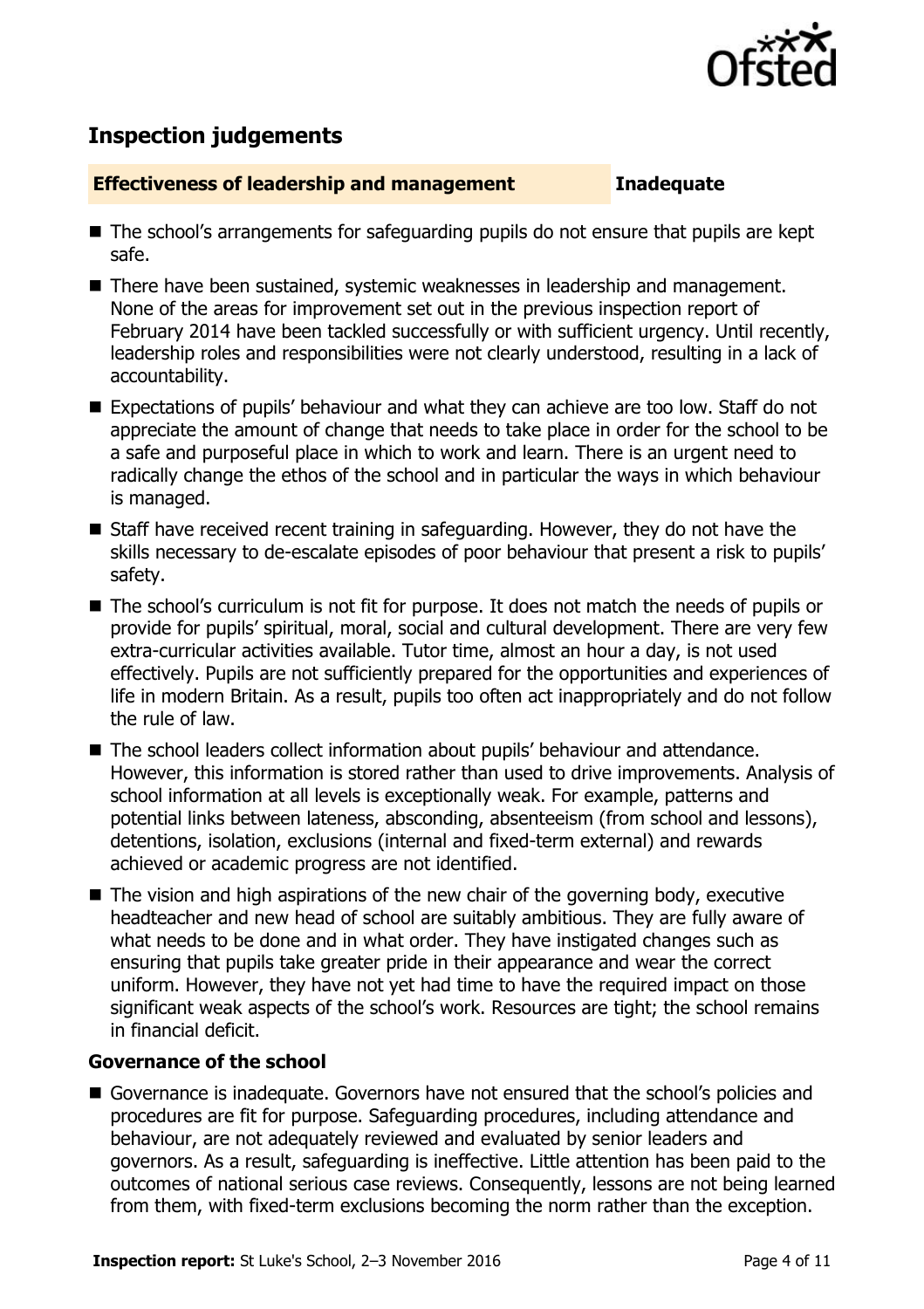## Inspection judgements

**Effectiveness of leadership and management** **Inadequate**

- The school's arrangements for safeguarding pupils do not ensure that pupils are kept safe.
- There have been sustained, systemic weaknesses in leadership and management. None of the areas for improvement set out in the previous inspection report of February 2014 have been tackled successfully or with sufficient urgency. Until recently, leadership roles and responsibilities were not clearly understood, resulting in a lack of accountability.
- Expectations of pupils' behaviour and what they can achieve are too low. Staff do not appreciate the amount of change that needs to take place in order for the school to be a safe and purposeful place in which to work and learn. There is an urgent need to radically change the ethos of the school and in particular the ways in which behaviour is managed.
- Staff have received recent training in safeguarding. However, they do not have the skills necessary to de-escalate episodes of poor behaviour that present a risk to pupils' safety.
- The school's curriculum is not fit for purpose. It does not match the needs of pupils or provide for pupils' spiritual, moral, social and cultural development. There are very few extra-curricular activities available. Tutor time, almost an hour a day, is not used effectively. Pupils are not sufficiently prepared for the opportunities and experiences of life in modern Britain. As a result, pupils too often act inappropriately and do not follow the rule of law.
- The school leaders collect information about pupils' behaviour and attendance. However, this information is stored rather than used to drive improvements. Analysis of school information at all levels is exceptionally weak. For example, patterns and potential links between lateness, absconding, absenteeism (from school and lessons), detentions, isolation, exclusions (internal and fixed-term external) and rewards achieved or academic progress are not identified.
- The vision and high aspirations of the new chair of the governing body, executive headteacher and new head of school are suitably ambitious. They are fully aware of what needs to be done and in what order. They have instigated changes such as ensuring that pupils take greater pride in their appearance and wear the correct uniform. However, they have not yet had time to have the required impact on those significant weak aspects of the school's work. Resources are tight; the school remains in financial deficit.

**Governance of the school**

- Governance is inadequate. Governors have not ensured that the school's policies and procedures are fit for purpose. Safeguarding procedures, including attendance and behaviour, are not adequately reviewed and evaluated by senior leaders and governors. As a result, safeguarding is ineffective. Little attention has been paid to the outcomes of national serious case reviews. Consequently, lessons are not being learned from them, with fixed-term exclusions becoming the norm rather than the exception.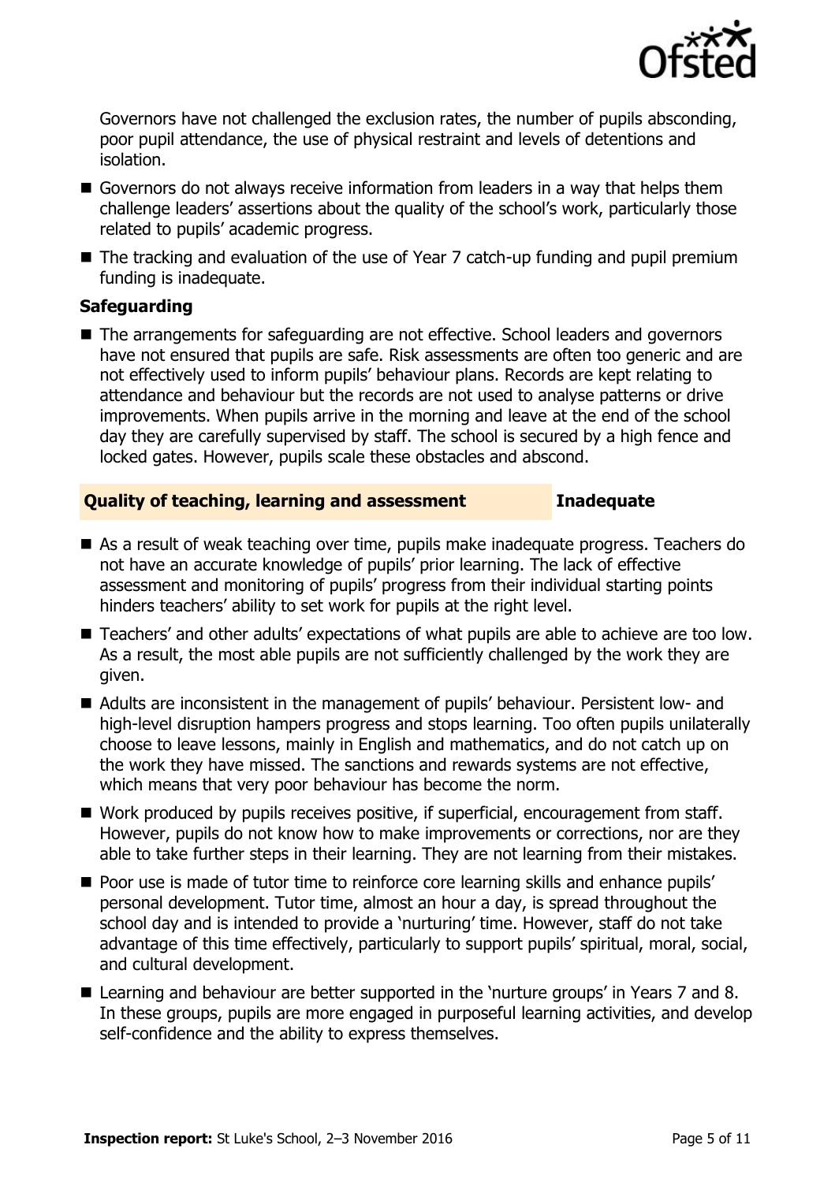Governors have not challenged the exclusion rates, the number of pupils absconding, poor pupil attendance, the use of physical restraint and levels of detentions and isolation.

- Governors do not always receive information from leaders in a way that helps them challenge leaders' assertions about the quality of the school's work, particularly those related to pupils' academic progress.
- The tracking and evaluation of the use of Year 7 catch-up funding and pupil premium funding is inadequate.

### Safeguarding

- The arrangements for safeguarding are not effective. School leaders and governors have not ensured that pupils are safe. Risk assessments are often too generic and are not effectively used to inform pupils' behaviour plans. Records are kept relating to attendance and behaviour but the records are not used to analyse patterns or drive improvements. When pupils arrive in the morning and leave at the end of the school day they are carefully supervised by staff. The school is secured by a high fence and locked gates. However, pupils scale these obstacles and abscond.

## Quality of teaching, learning and assessment — Inadequate

- As a result of weak teaching over time, pupils make inadequate progress. Teachers do not have an accurate knowledge of pupils' prior learning. The lack of effective assessment and monitoring of pupils' progress from their individual starting points hinders teachers' ability to set work for pupils at the right level.
- Teachers' and other adults' expectations of what pupils are able to achieve are too low. As a result, the most able pupils are not sufficiently challenged by the work they are given.
- Adults are inconsistent in the management of pupils' behaviour. Persistent low- and high-level disruption hampers progress and stops learning. Too often pupils unilaterally choose to leave lessons, mainly in English and mathematics, and do not catch up on the work they have missed. The sanctions and rewards systems are not effective, which means that very poor behaviour has become the norm.
- Work produced by pupils receives positive, if superficial, encouragement from staff. However, pupils do not know how to make improvements or corrections, nor are they able to take further steps in their learning. They are not learning from their mistakes.
- Poor use is made of tutor time to reinforce core learning skills and enhance pupils' personal development. Tutor time, almost an hour a day, is spread throughout the school day and is intended to provide a 'nurturing' time. However, staff do not take advantage of this time effectively, particularly to support pupils' spiritual, moral, social, and cultural development.
- Learning and behaviour are better supported in the 'nurture groups' in Years 7 and 8. In these groups, pupils are more engaged in purposeful learning activities, and develop self-confidence and the ability to express themselves.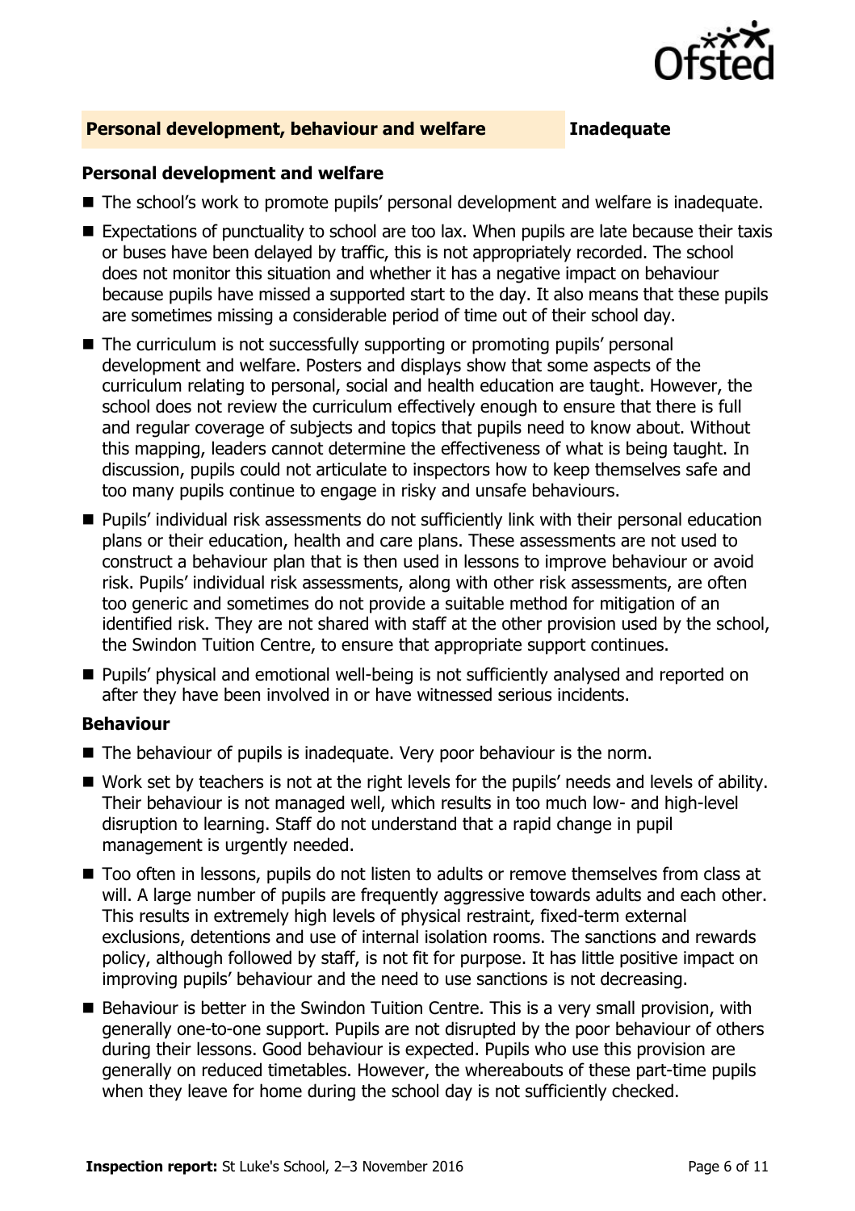## Personal development, behaviour and welfare — Inadequate

### Personal development and welfare

- The school's work to promote pupils' personal development and welfare is inadequate.
- Expectations of punctuality to school are too lax. When pupils are late because their taxis or buses have been delayed by traffic, this is not appropriately recorded. The school does not monitor this situation and whether it has a negative impact on behaviour because pupils have missed a supported start to the day. It also means that these pupils are sometimes missing a considerable period of time out of their school day.
- The curriculum is not successfully supporting or promoting pupils' personal development and welfare. Posters and displays show that some aspects of the curriculum relating to personal, social and health education are taught. However, the school does not review the curriculum effectively enough to ensure that there is full and regular coverage of subjects and topics that pupils need to know about. Without this mapping, leaders cannot determine the effectiveness of what is being taught. In discussion, pupils could not articulate to inspectors how to keep themselves safe and too many pupils continue to engage in risky and unsafe behaviours.
- Pupils' individual risk assessments do not sufficiently link with their personal education plans or their education, health and care plans. These assessments are not used to construct a behaviour plan that is then used in lessons to improve behaviour or avoid risk. Pupils' individual risk assessments, along with other risk assessments, are often too generic and sometimes do not provide a suitable method for mitigation of an identified risk. They are not shared with staff at the other provision used by the school, the Swindon Tuition Centre, to ensure that appropriate support continues.
- Pupils' physical and emotional well-being is not sufficiently analysed and reported on after they have been involved in or have witnessed serious incidents.

### Behaviour

- The behaviour of pupils is inadequate. Very poor behaviour is the norm.
- Work set by teachers is not at the right levels for the pupils' needs and levels of ability. Their behaviour is not managed well, which results in too much low- and high-level disruption to learning. Staff do not understand that a rapid change in pupil management is urgently needed.
- Too often in lessons, pupils do not listen to adults or remove themselves from class at will. A large number of pupils are frequently aggressive towards adults and each other. This results in extremely high levels of physical restraint, fixed-term external exclusions, detentions and use of internal isolation rooms. The sanctions and rewards policy, although followed by staff, is not fit for purpose. It has little positive impact on improving pupils' behaviour and the need to use sanctions is not decreasing.
- Behaviour is better in the Swindon Tuition Centre. This is a very small provision, with generally one-to-one support. Pupils are not disrupted by the poor behaviour of others during their lessons. Good behaviour is expected. Pupils who use this provision are generally on reduced timetables. However, the whereabouts of these part-time pupils when they leave for home during the school day is not sufficiently checked.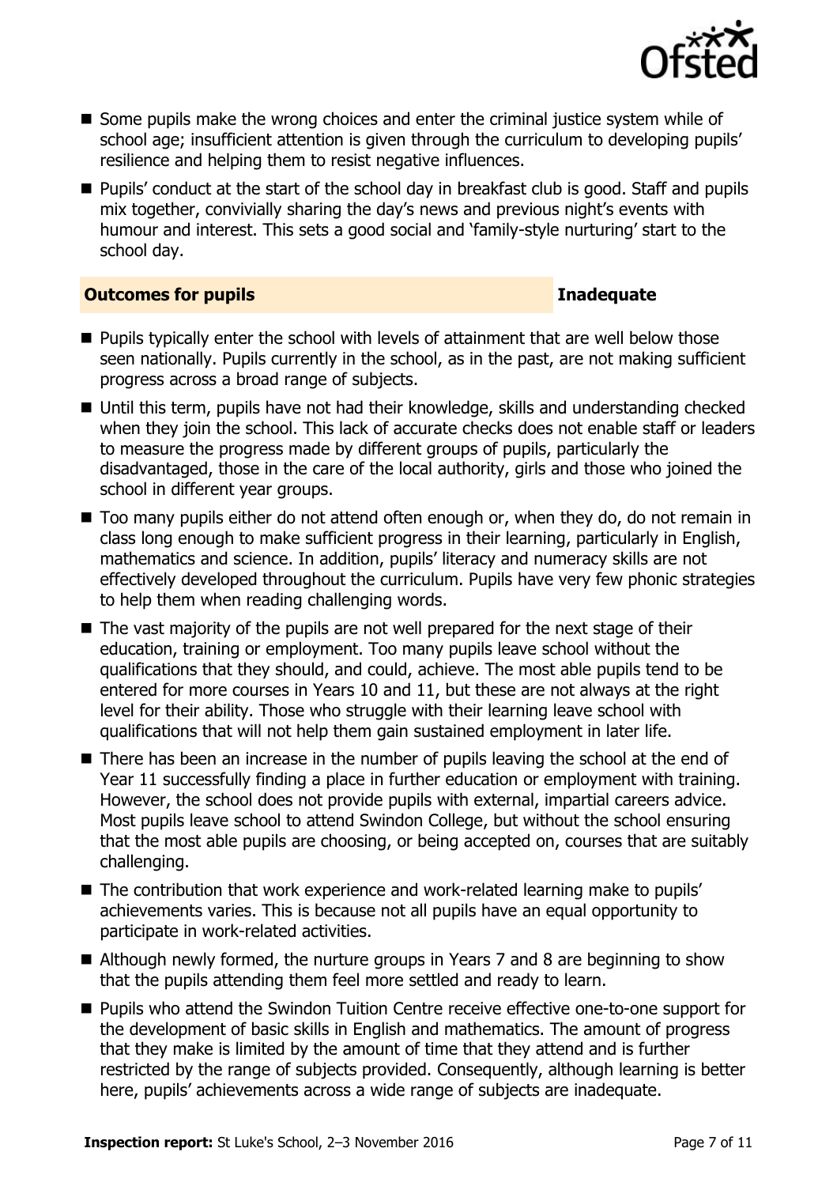- Some pupils make the wrong choices and enter the criminal justice system while of school age; insufficient attention is given through the curriculum to developing pupils' resilience and helping them to resist negative influences.
- Pupils' conduct at the start of the school day in breakfast club is good. Staff and pupils mix together, convivially sharing the day's news and previous night's events with humour and interest. This sets a good social and 'family-style nurturing' start to the school day.

## Outcomes for pupils — Inadequate

- Pupils typically enter the school with levels of attainment that are well below those seen nationally. Pupils currently in the school, as in the past, are not making sufficient progress across a broad range of subjects.
- Until this term, pupils have not had their knowledge, skills and understanding checked when they join the school. This lack of accurate checks does not enable staff or leaders to measure the progress made by different groups of pupils, particularly the disadvantaged, those in the care of the local authority, girls and those who joined the school in different year groups.
- Too many pupils either do not attend often enough or, when they do, do not remain in class long enough to make sufficient progress in their learning, particularly in English, mathematics and science. In addition, pupils' literacy and numeracy skills are not effectively developed throughout the curriculum. Pupils have very few phonic strategies to help them when reading challenging words.
- The vast majority of the pupils are not well prepared for the next stage of their education, training or employment. Too many pupils leave school without the qualifications that they should, and could, achieve. The most able pupils tend to be entered for more courses in Years 10 and 11, but these are not always at the right level for their ability. Those who struggle with their learning leave school with qualifications that will not help them gain sustained employment in later life.
- There has been an increase in the number of pupils leaving the school at the end of Year 11 successfully finding a place in further education or employment with training. However, the school does not provide pupils with external, impartial careers advice. Most pupils leave school to attend Swindon College, but without the school ensuring that the most able pupils are choosing, or being accepted on, courses that are suitably challenging.
- The contribution that work experience and work-related learning make to pupils' achievements varies. This is because not all pupils have an equal opportunity to participate in work-related activities.
- Although newly formed, the nurture groups in Years 7 and 8 are beginning to show that the pupils attending them feel more settled and ready to learn.
- Pupils who attend the Swindon Tuition Centre receive effective one-to-one support for the development of basic skills in English and mathematics. The amount of progress that they make is limited by the amount of time that they attend and is further restricted by the range of subjects provided. Consequently, although learning is better here, pupils' achievements across a wide range of subjects are inadequate.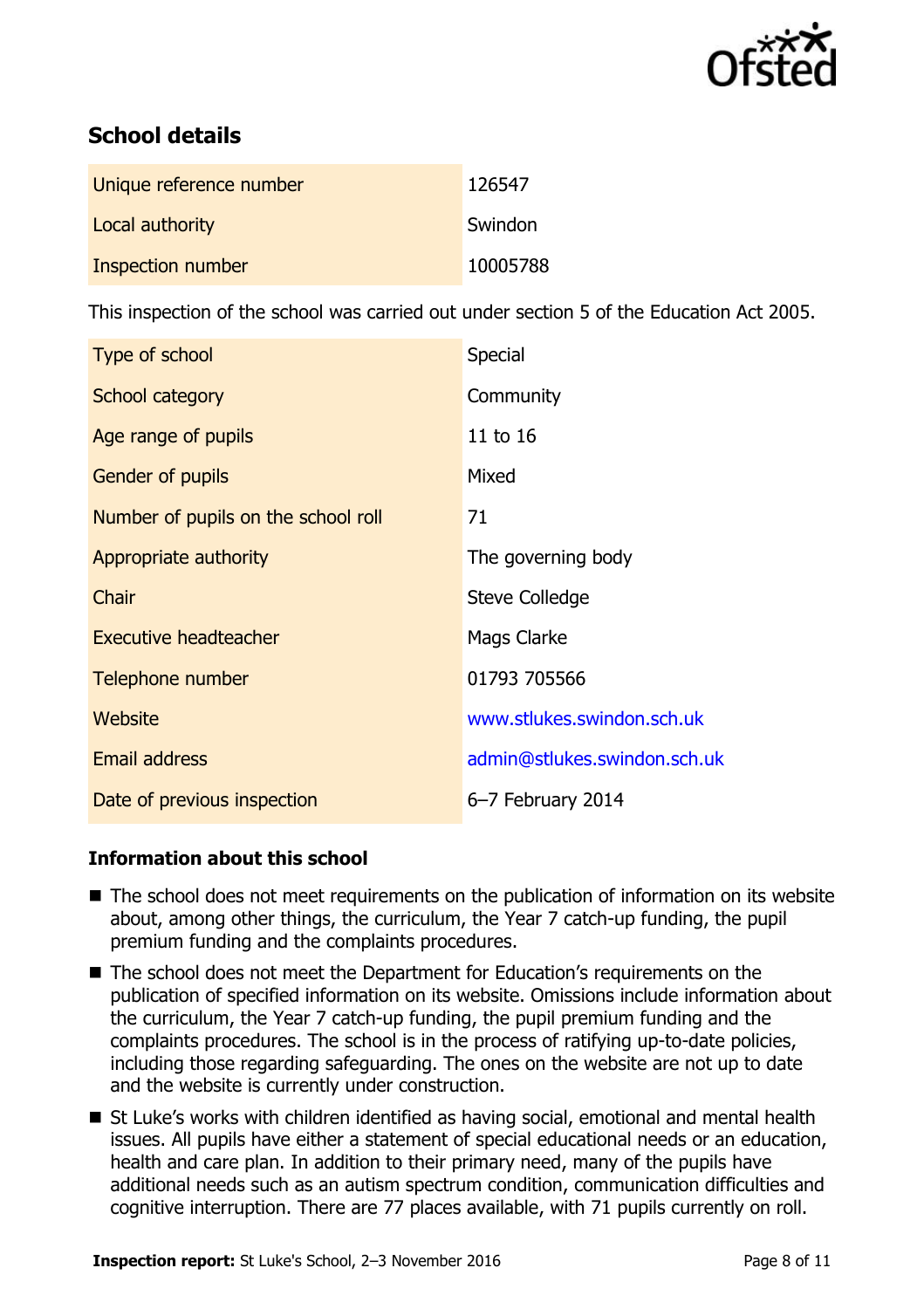## School details

| | |
|---|---|
| Unique reference number | 126547 |
| Local authority | Swindon |
| Inspection number | 10005788 |

This inspection of the school was carried out under section 5 of the Education Act 2005.

| | |
|---|---|
| Type of school | Special |
| School category | Community |
| Age range of pupils | 11 to 16 |
| Gender of pupils | Mixed |
| Number of pupils on the school roll | 71 |
| Appropriate authority | The governing body |
| Chair | Steve Colledge |
| Executive headteacher | Mags Clarke |
| Telephone number | 01793 705566 |
| Website | www.stlukes.swindon.sch.uk |
| Email address | admin@stlukes.swindon.sch.uk |
| Date of previous inspection | 6–7 February 2014 |

### Information about this school

- The school does not meet requirements on the publication of information on its website about, among other things, the curriculum, the Year 7 catch-up funding, the pupil premium funding and the complaints procedures.
- The school does not meet the Department for Education's requirements on the publication of specified information on its website. Omissions include information about the curriculum, the Year 7 catch-up funding, the pupil premium funding and the complaints procedures. The school is in the process of ratifying up-to-date policies, including those regarding safeguarding. The ones on the website are not up to date and the website is currently under construction.
- St Luke's works with children identified as having social, emotional and mental health issues. All pupils have either a statement of special educational needs or an education, health and care plan. In addition to their primary need, many of the pupils have additional needs such as an autism spectrum condition, communication difficulties and cognitive interruption. There are 77 places available, with 71 pupils currently on roll.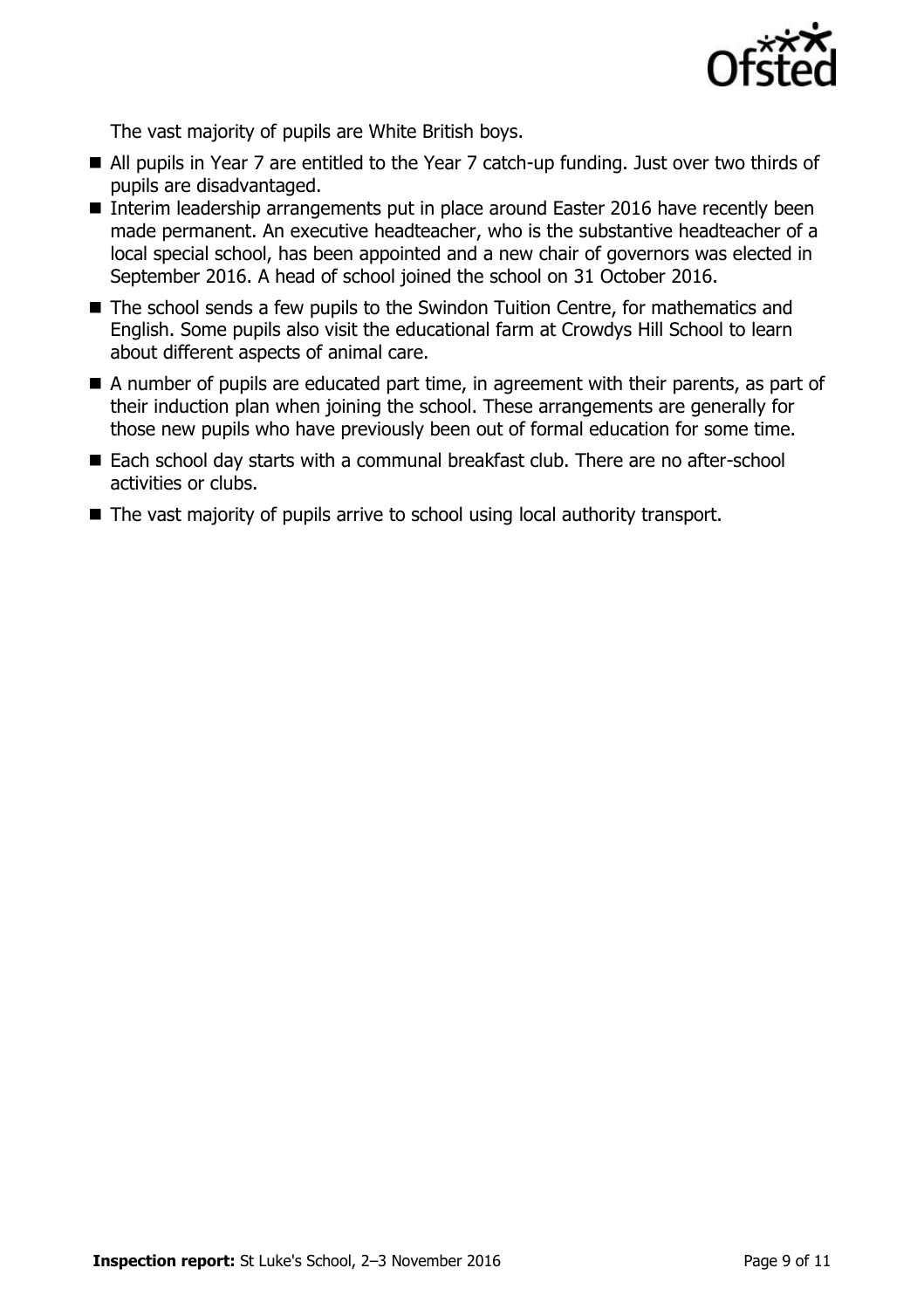The vast majority of pupils are White British boys.

- All pupils in Year 7 are entitled to the Year 7 catch-up funding. Just over two thirds of pupils are disadvantaged.
- Interim leadership arrangements put in place around Easter 2016 have recently been made permanent. An executive headteacher, who is the substantive headteacher of a local special school, has been appointed and a new chair of governors was elected in September 2016. A head of school joined the school on 31 October 2016.
- The school sends a few pupils to the Swindon Tuition Centre, for mathematics and English. Some pupils also visit the educational farm at Crowdys Hill School to learn about different aspects of animal care.
- A number of pupils are educated part time, in agreement with their parents, as part of their induction plan when joining the school. These arrangements are generally for those new pupils who have previously been out of formal education for some time.
- Each school day starts with a communal breakfast club. There are no after-school activities or clubs.
- The vast majority of pupils arrive to school using local authority transport.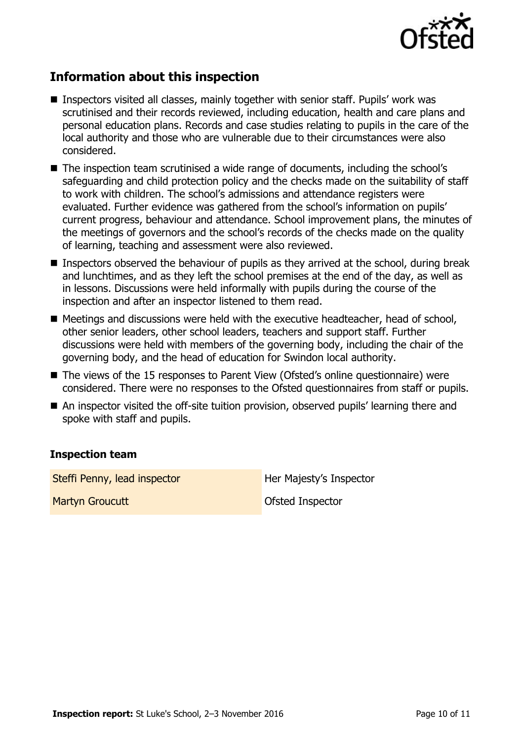## Information about this inspection

- Inspectors visited all classes, mainly together with senior staff. Pupils' work was scrutinised and their records reviewed, including education, health and care plans and personal education plans. Records and case studies relating to pupils in the care of the local authority and those who are vulnerable due to their circumstances were also considered.
- The inspection team scrutinised a wide range of documents, including the school's safeguarding and child protection policy and the checks made on the suitability of staff to work with children. The school's admissions and attendance registers were evaluated. Further evidence was gathered from the school's information on pupils' current progress, behaviour and attendance. School improvement plans, the minutes of the meetings of governors and the school's records of the checks made on the quality of learning, teaching and assessment were also reviewed.
- Inspectors observed the behaviour of pupils as they arrived at the school, during break and lunchtimes, and as they left the school premises at the end of the day, as well as in lessons. Discussions were held informally with pupils during the course of the inspection and after an inspector listened to them read.
- Meetings and discussions were held with the executive headteacher, head of school, other senior leaders, other school leaders, teachers and support staff. Further discussions were held with members of the governing body, including the chair of the governing body, and the head of education for Swindon local authority.
- The views of the 15 responses to Parent View (Ofsted's online questionnaire) were considered. There were no responses to the Ofsted questionnaires from staff or pupils.
- An inspector visited the off-site tuition provision, observed pupils' learning there and spoke with staff and pupils.

### Inspection team

| | |
|---|---|
| Steffi Penny, lead inspector | Her Majesty's Inspector |
| Martyn Groucutt | Ofsted Inspector |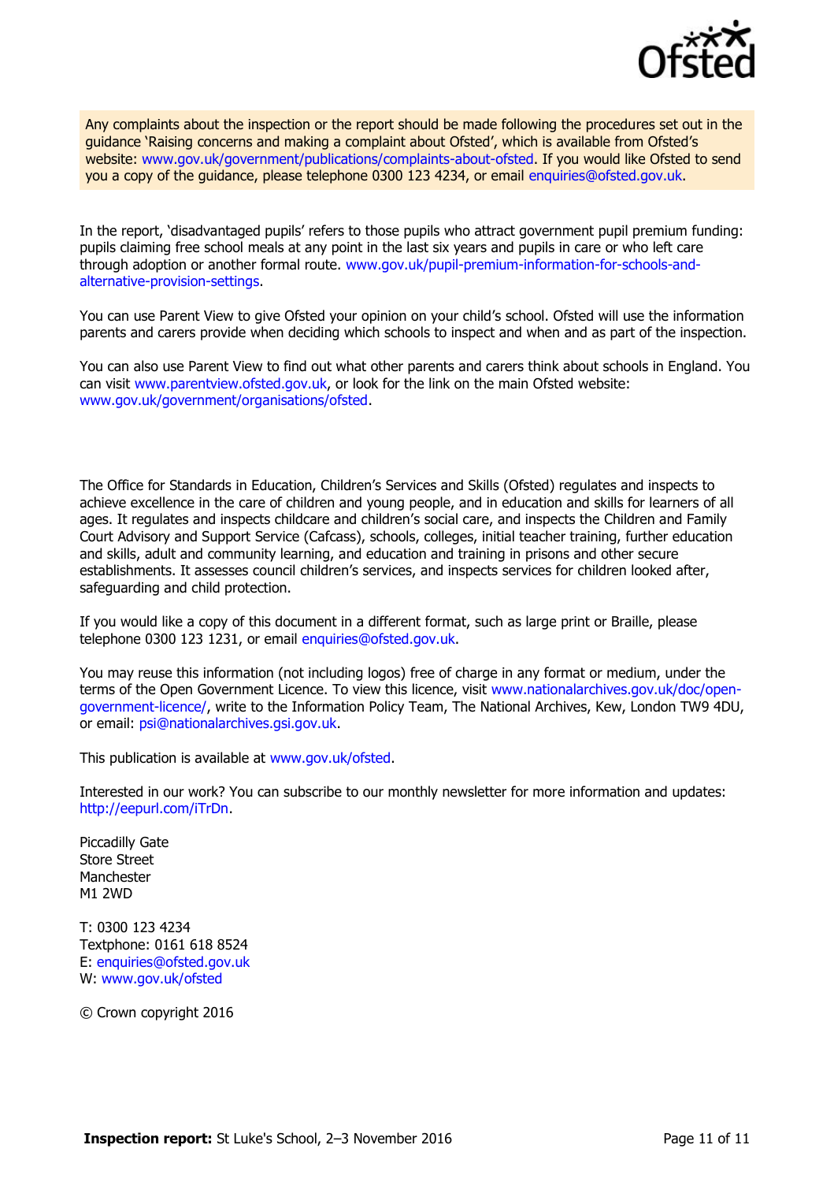Any complaints about the inspection or the report should be made following the procedures set out in the guidance 'Raising concerns and making a complaint about Ofsted', which is available from Ofsted's website: www.gov.uk/government/publications/complaints-about-ofsted. If you would like Ofsted to send you a copy of the guidance, please telephone 0300 123 4234, or email enquiries@ofsted.gov.uk.

In the report, 'disadvantaged pupils' refers to those pupils who attract government pupil premium funding: pupils claiming free school meals at any point in the last six years and pupils in care or who left care through adoption or another formal route. www.gov.uk/pupil-premium-information-for-schools-and-alternative-provision-settings.

You can use Parent View to give Ofsted your opinion on your child's school. Ofsted will use the information parents and carers provide when deciding which schools to inspect and when and as part of the inspection.

You can also use Parent View to find out what other parents and carers think about schools in England. You can visit www.parentview.ofsted.gov.uk, or look for the link on the main Ofsted website: www.gov.uk/government/organisations/ofsted.

The Office for Standards in Education, Children's Services and Skills (Ofsted) regulates and inspects to achieve excellence in the care of children and young people, and in education and skills for learners of all ages. It regulates and inspects childcare and children's social care, and inspects the Children and Family Court Advisory and Support Service (Cafcass), schools, colleges, initial teacher training, further education and skills, adult and community learning, and education and training in prisons and other secure establishments. It assesses council children's services, and inspects services for children looked after, safeguarding and child protection.

If you would like a copy of this document in a different format, such as large print or Braille, please telephone 0300 123 1231, or email enquiries@ofsted.gov.uk.

You may reuse this information (not including logos) free of charge in any format or medium, under the terms of the Open Government Licence. To view this licence, visit www.nationalarchives.gov.uk/doc/open-government-licence/, write to the Information Policy Team, The National Archives, Kew, London TW9 4DU, or email: psi@nationalarchives.gsi.gov.uk.

This publication is available at www.gov.uk/ofsted.

Interested in our work? You can subscribe to our monthly newsletter for more information and updates: http://eepurl.com/iTrDn.

Piccadilly Gate
Store Street
Manchester
M1 2WD

T: 0300 123 4234
Textphone: 0161 618 8524
E: enquiries@ofsted.gov.uk
W: www.gov.uk/ofsted

© Crown copyright 2016